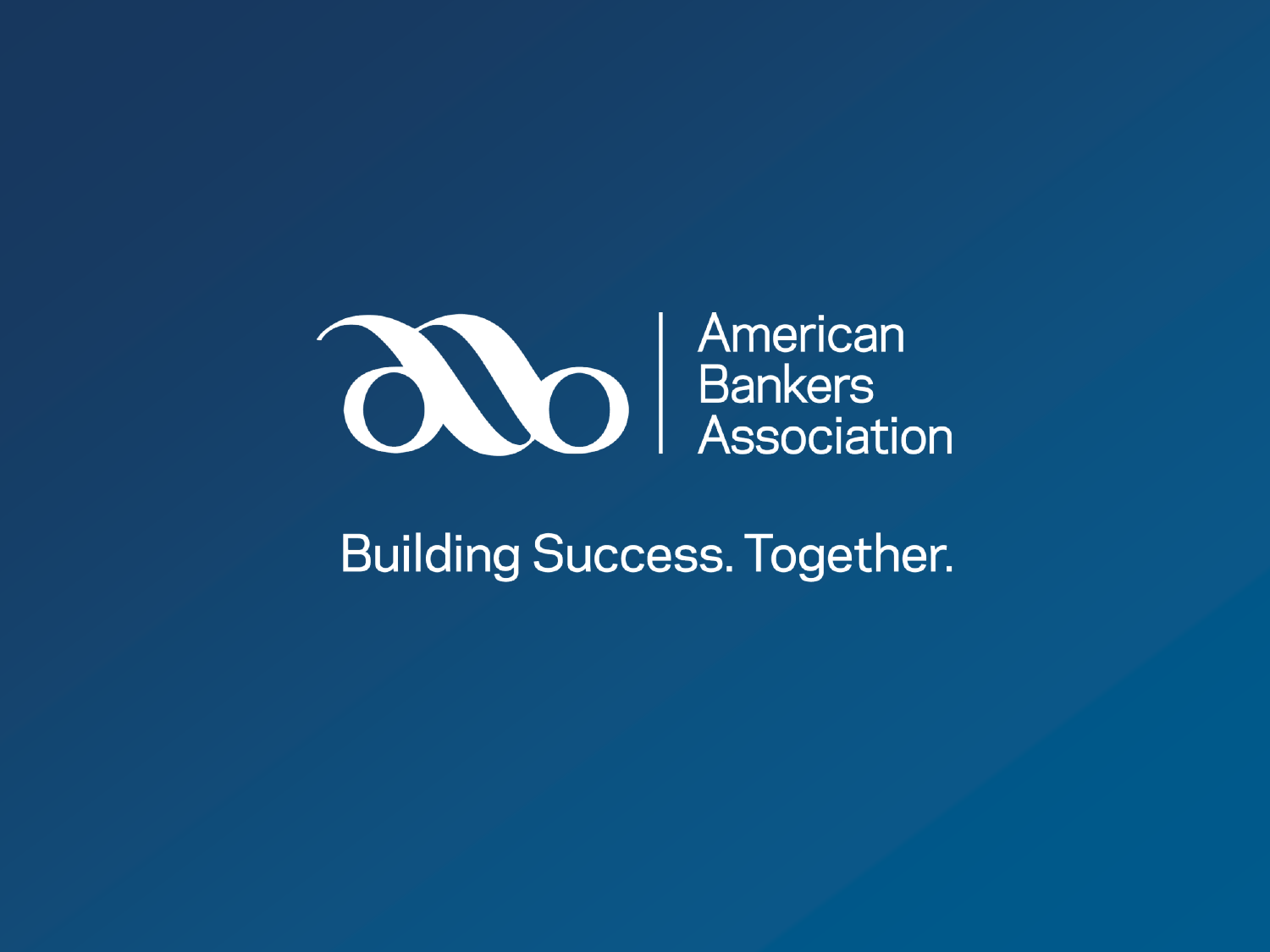American Bankers Association

Building Success. Together.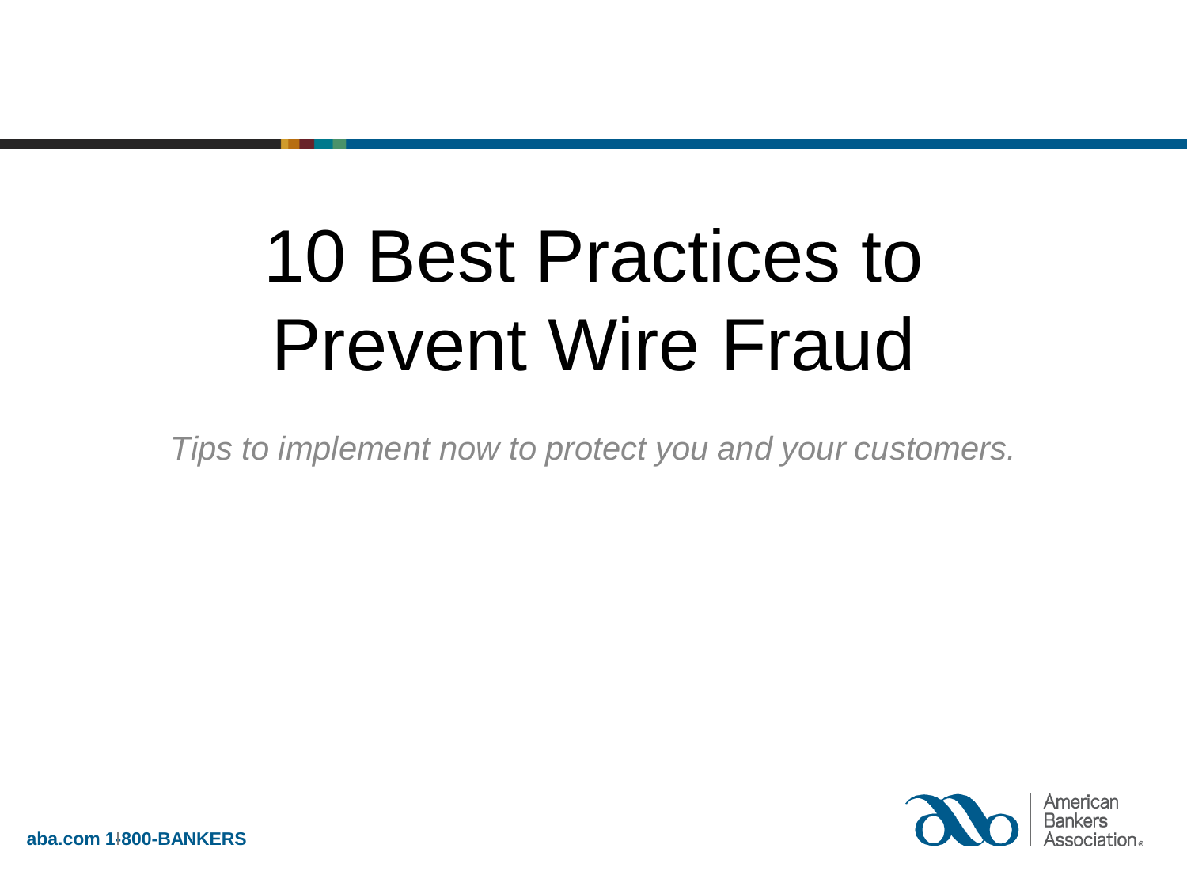# 10 Best Practices to Prevent Wire Fraud

*Tips to implement now to protect you and your customers.*

**aba.com 1-800-BANKERS**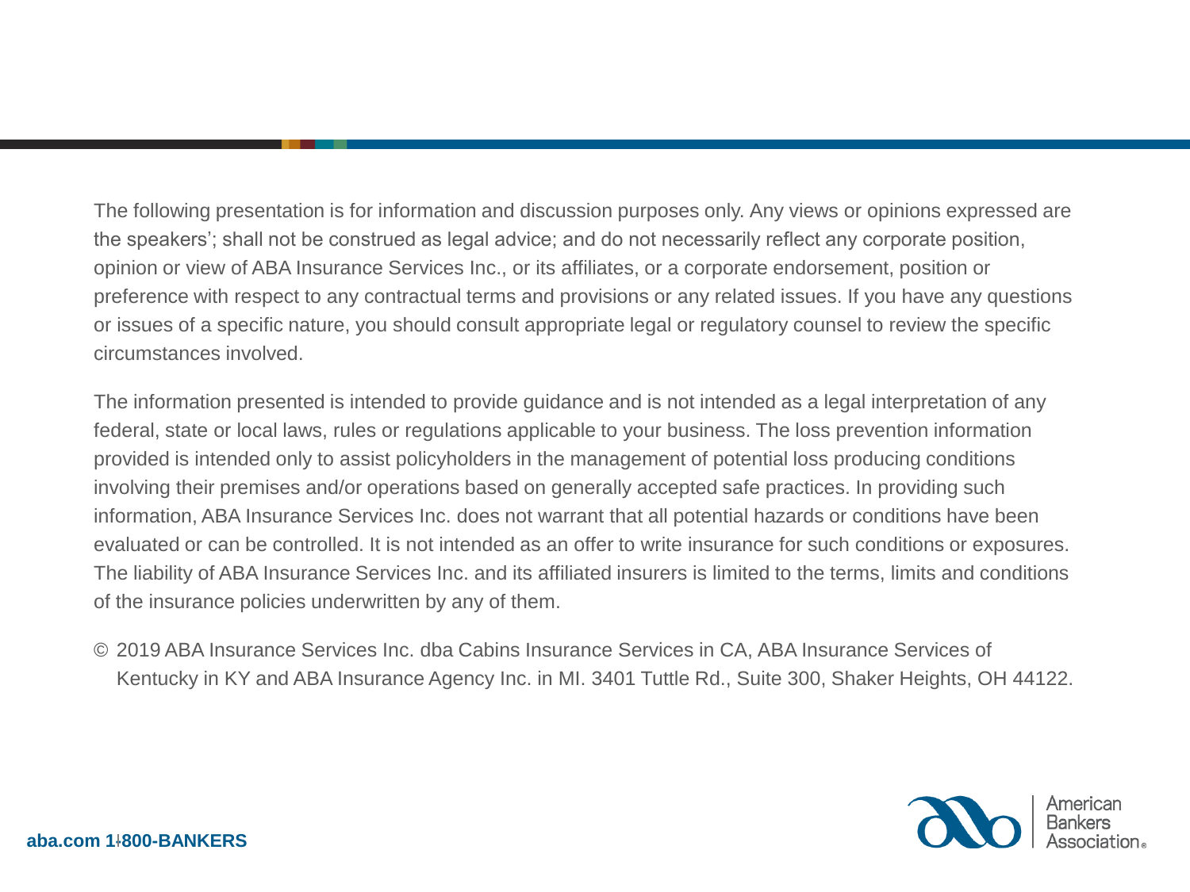The following presentation is for information and discussion purposes only. Any views or opinions expressed are the speakers'; shall not be construed as legal advice; and do not necessarily reflect any corporate position, opinion or view of ABA Insurance Services Inc., or its affiliates, or a corporate endorsement, position or preference with respect to any contractual terms and provisions or any related issues. If you have any questions or issues of a specific nature, you should consult appropriate legal or regulatory counsel to review the specific circumstances involved.

The information presented is intended to provide guidance and is not intended as a legal interpretation of any federal, state or local laws, rules or regulations applicable to your business. The loss prevention information provided is intended only to assist policyholders in the management of potential loss producing conditions involving their premises and/or operations based on generally accepted safe practices. In providing such information, ABA Insurance Services Inc. does not warrant that all potential hazards or conditions have been evaluated or can be controlled. It is not intended as an offer to write insurance for such conditions or exposures. The liability of ABA Insurance Services Inc. and its affiliated insurers is limited to the terms, limits and conditions of the insurance policies underwritten by any of them.

© 2019 ABA Insurance Services Inc. dba Cabins Insurance Services in CA, ABA Insurance Services of Kentucky in KY and ABA Insurance Agency Inc. in MI. 3401 Tuttle Rd., Suite 300, Shaker Heights, OH 44122.

**aba.com 1-800-BANKERS**

American Bankers Association®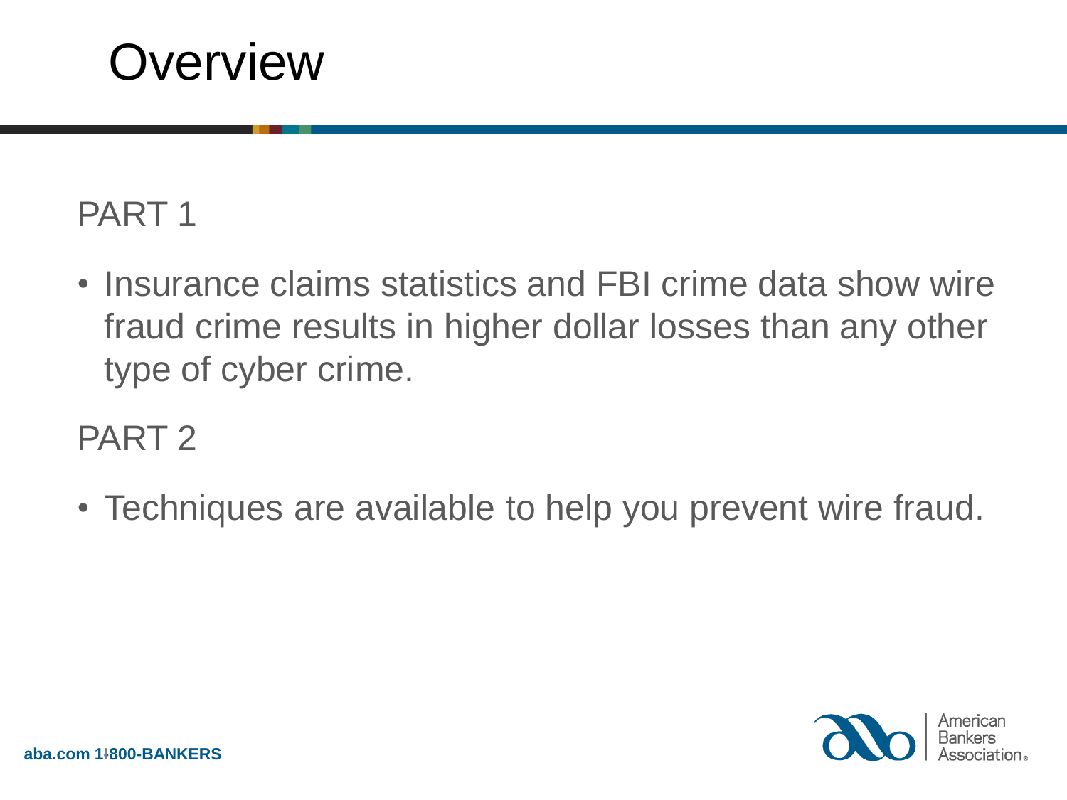# Overview

PART 1

- Insurance claims statistics and FBI crime data show wire fraud crime results in higher dollar losses than any other type of cyber crime.

PART 2

- Techniques are available to help you prevent wire fraud.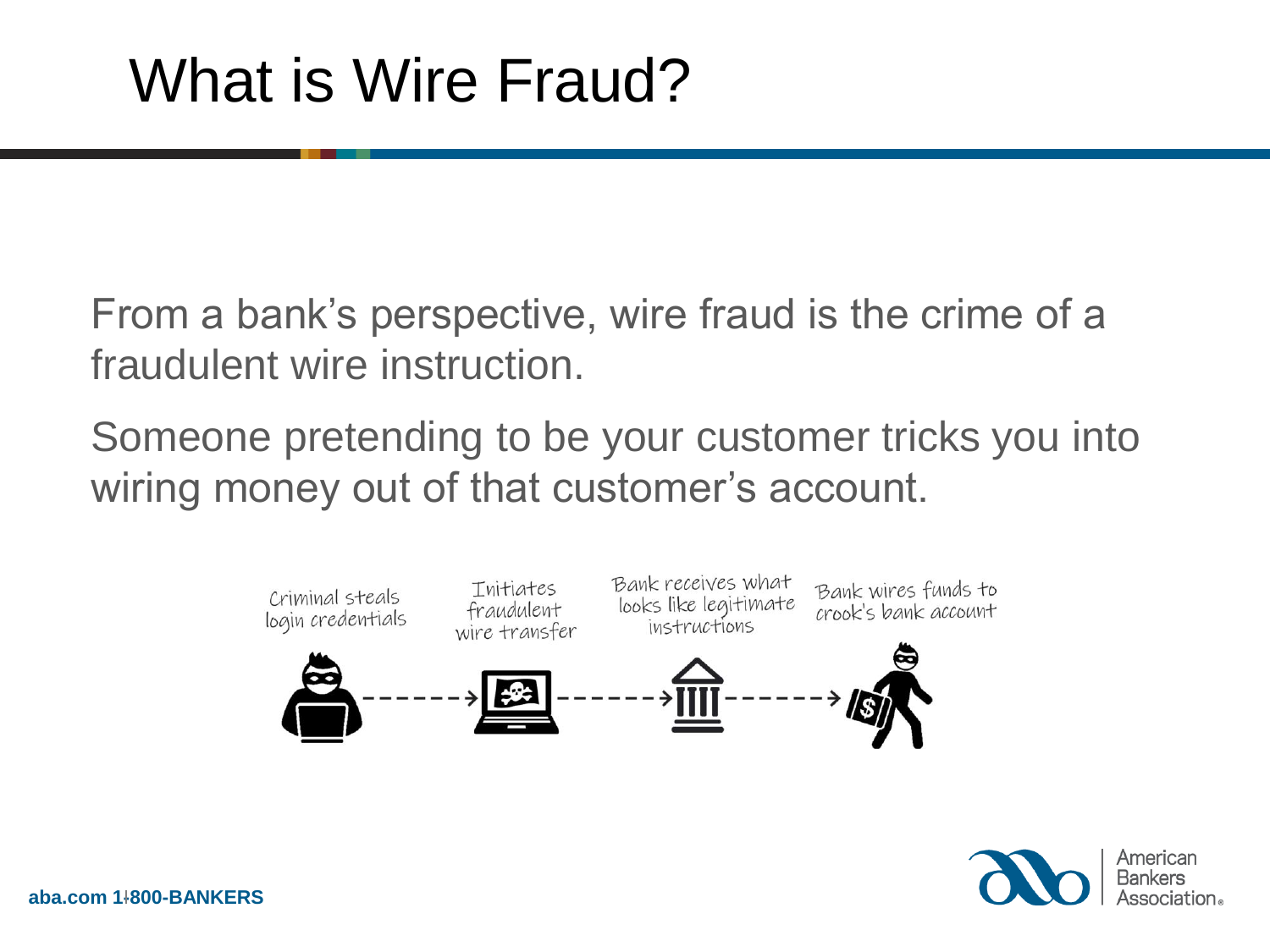# What is Wire Fraud?

From a bank's perspective, wire fraud is the crime of a fraudulent wire instruction.

Someone pretending to be your customer tricks you into wiring money out of that customer's account.

Criminal steals login credentials → Initiates fraudulent wire transfer → Bank receives what looks like legitimate instructions → Bank wires funds to crook's bank account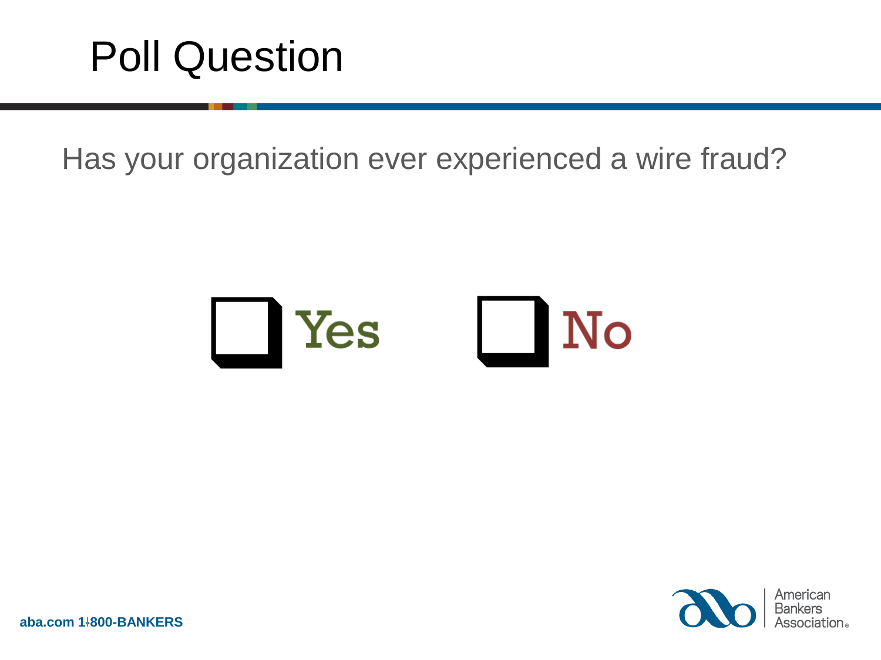# Poll Question

Has your organization ever experienced a wire fraud?

☐ Yes ☐ No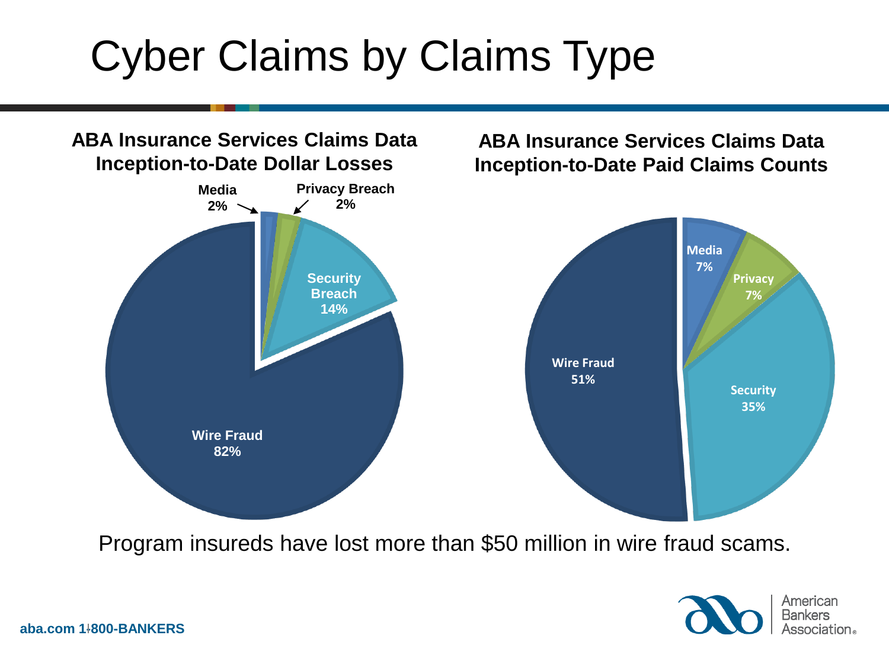# Cyber Claims by Claims Type

**ABA Insurance Services Claims Data Inception-to-Date Dollar Losses**

- Media 2%
- Privacy Breach 2%
- Security Breach 14%
- Wire Fraud 82%

**ABA Insurance Services Claims Data Inception-to-Date Paid Claims Counts**

- Media 7%
- Privacy 7%
- Security 35%
- Wire Fraud 51%

Program insureds have lost more than $50 million in wire fraud scams.

aba.com 1-800-BANKERS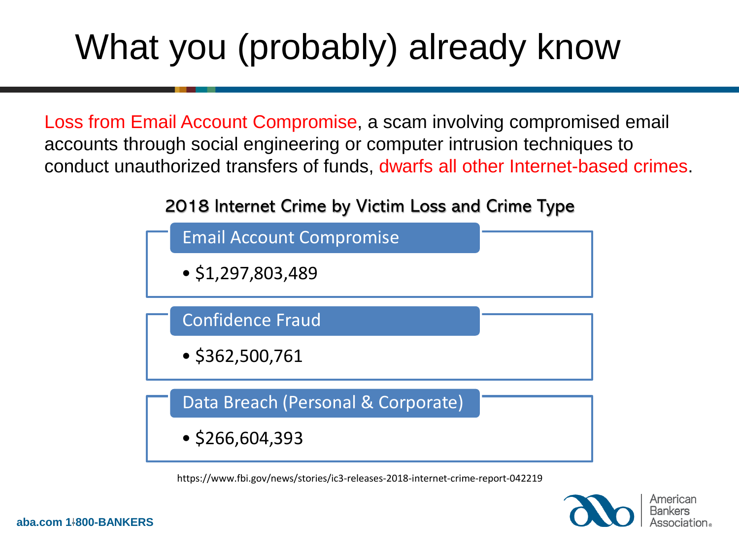# What you (probably) already know

Loss from Email Account Compromise, a scam involving compromised email accounts through social engineering or computer intrusion techniques to conduct unauthorized transfers of funds, dwarfs all other Internet-based crimes.

## 2018 Internet Crime by Victim Loss and Crime Type

**Email Account Compromise**

- $1,297,803,489

**Confidence Fraud**

- $362,500,761

**Data Breach (Personal & Corporate)**

- $266,604,393

https://www.fbi.gov/news/stories/ic3-releases-2018-internet-crime-report-042219

aba.com 1-800-BANKERS

American Bankers Association®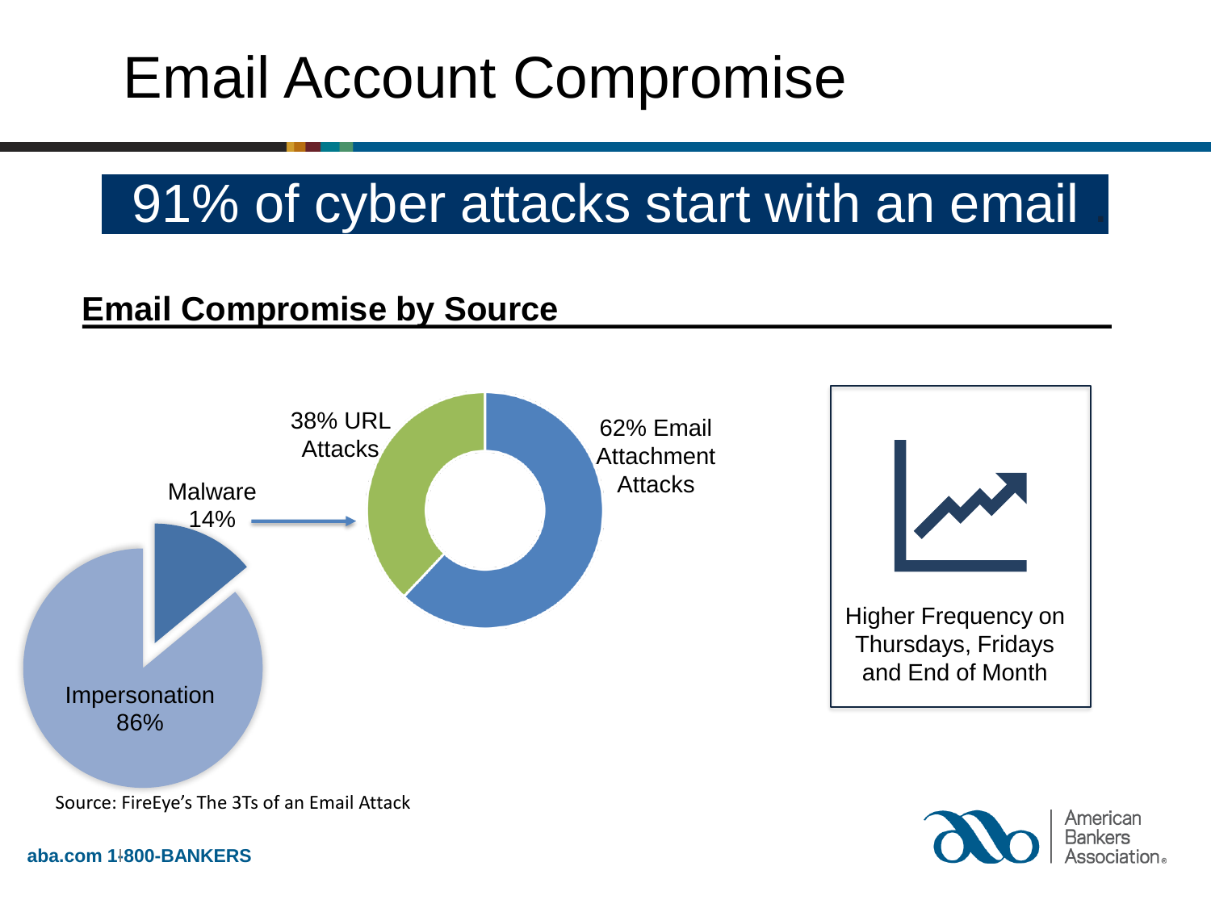# Email Account Compromise

## 91% of cyber attacks start with an email

**Email Compromise by Source**

38% URL Attacks

62% Email Attachment Attacks

Malware 14%

Impersonation 86%

Higher Frequency on Thursdays, Fridays and End of Month

Source: FireEye's The 3Ts of an Email Attack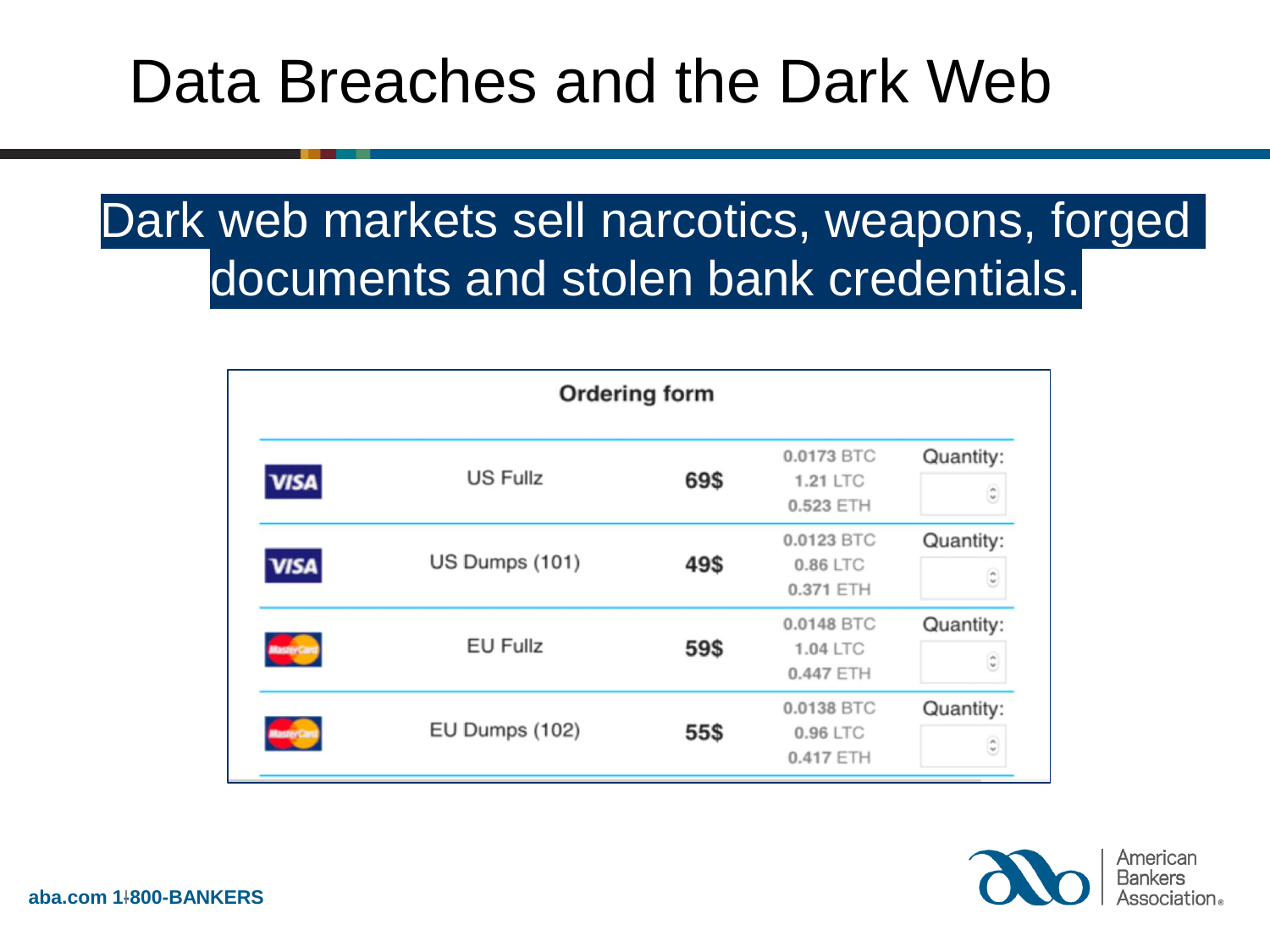# Data Breaches and the Dark Web

Dark web markets sell narcotics, weapons, forged documents and stolen bank credentials.

**Ordering form**

| | | | | |
|---|---|---|---|---|
| VISA | US Fullz | **69$** | 0.0173 BTC<br>1.21 LTC<br>0.523 ETH | Quantity: |
| VISA | US Dumps (101) | **49$** | 0.0123 BTC<br>0.86 LTC<br>0.371 ETH | Quantity: |
| MasterCard | EU Fullz | **59$** | 0.0148 BTC<br>1.04 LTC<br>0.447 ETH | Quantity: |
| MasterCard | EU Dumps (102) | **55$** | 0.0138 BTC<br>0.96 LTC<br>0.417 ETH | Quantity: |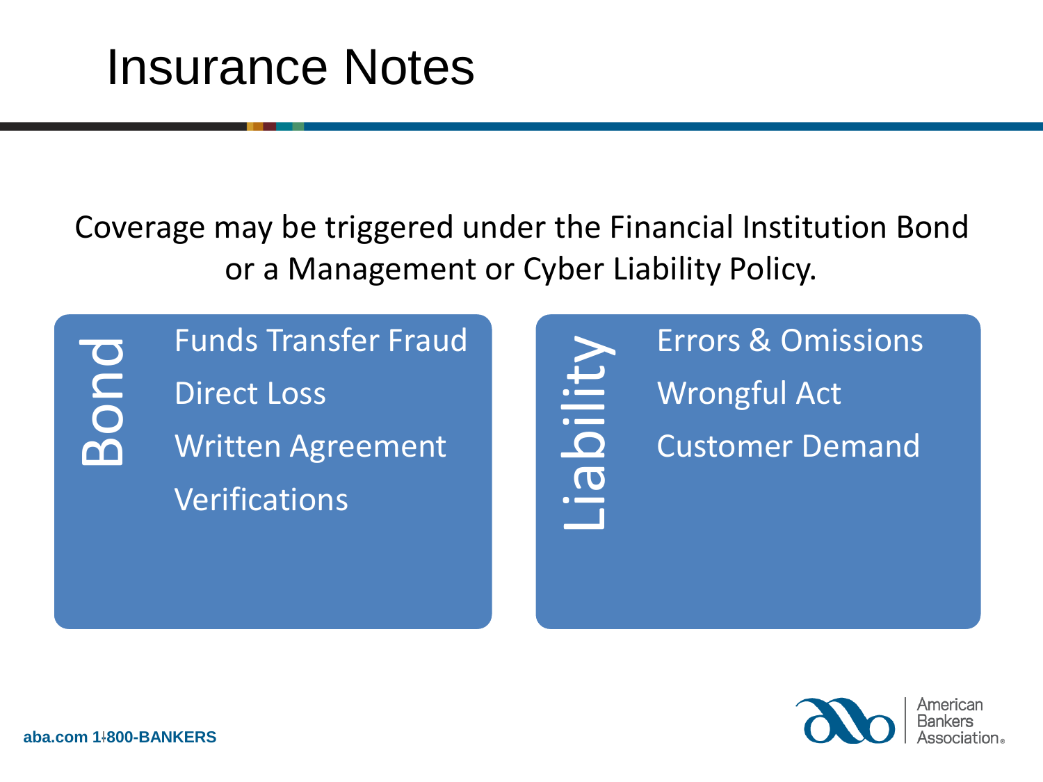# Insurance Notes

Coverage may be triggered under the Financial Institution Bond or a Management or Cyber Liability Policy.

## Bond

- Funds Transfer Fraud
- Direct Loss
- Written Agreement
- Verifications

## Liability

- Errors & Omissions
- Wrongful Act
- Customer Demand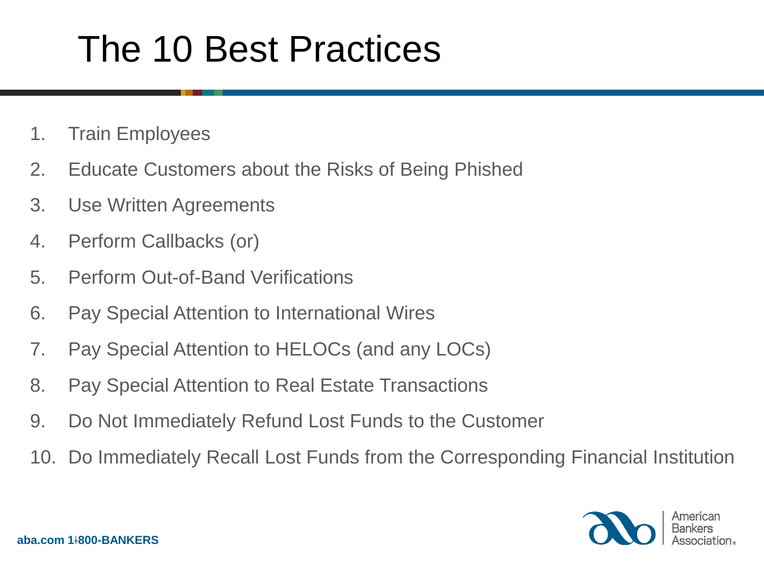# The 10 Best Practices

1. Train Employees
2. Educate Customers about the Risks of Being Phished
3. Use Written Agreements
4. Perform Callbacks (or)
5. Perform Out-of-Band Verifications
6. Pay Special Attention to International Wires
7. Pay Special Attention to HELOCs (and any LOCs)
8. Pay Special Attention to Real Estate Transactions
9. Do Not Immediately Refund Lost Funds to the Customer
10. Do Immediately Recall Lost Funds from the Corresponding Financial Institution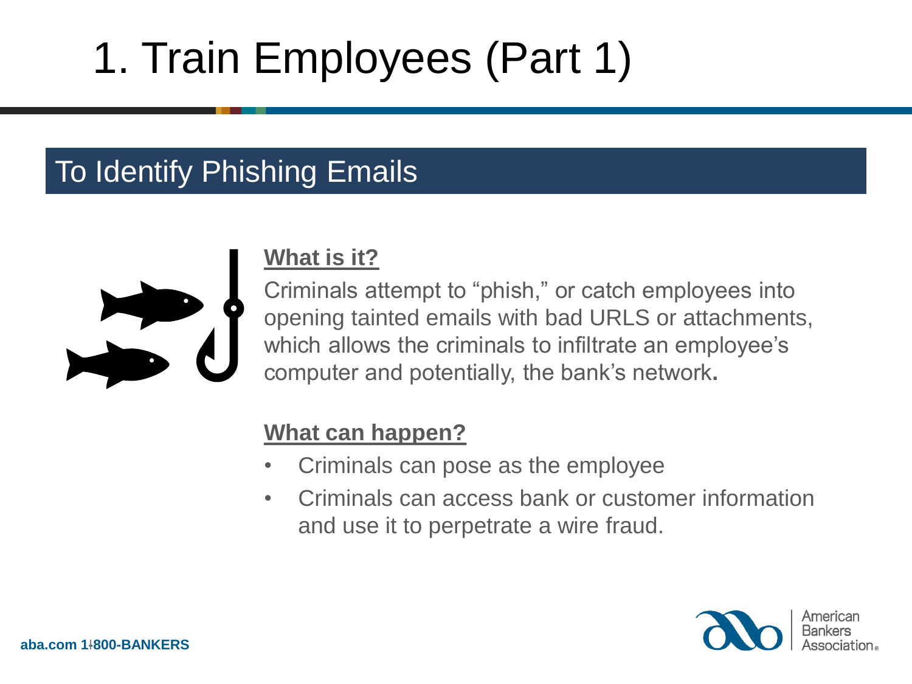# 1. Train Employees (Part 1)

## To Identify Phishing Emails

**What is it?**

Criminals attempt to "phish," or catch employees into opening tainted emails with bad URLS or attachments, which allows the criminals to infiltrate an employee's computer and potentially, the bank's network**.**

**What can happen?**

- Criminals can pose as the employee
- Criminals can access bank or customer information and use it to perpetrate a wire fraud.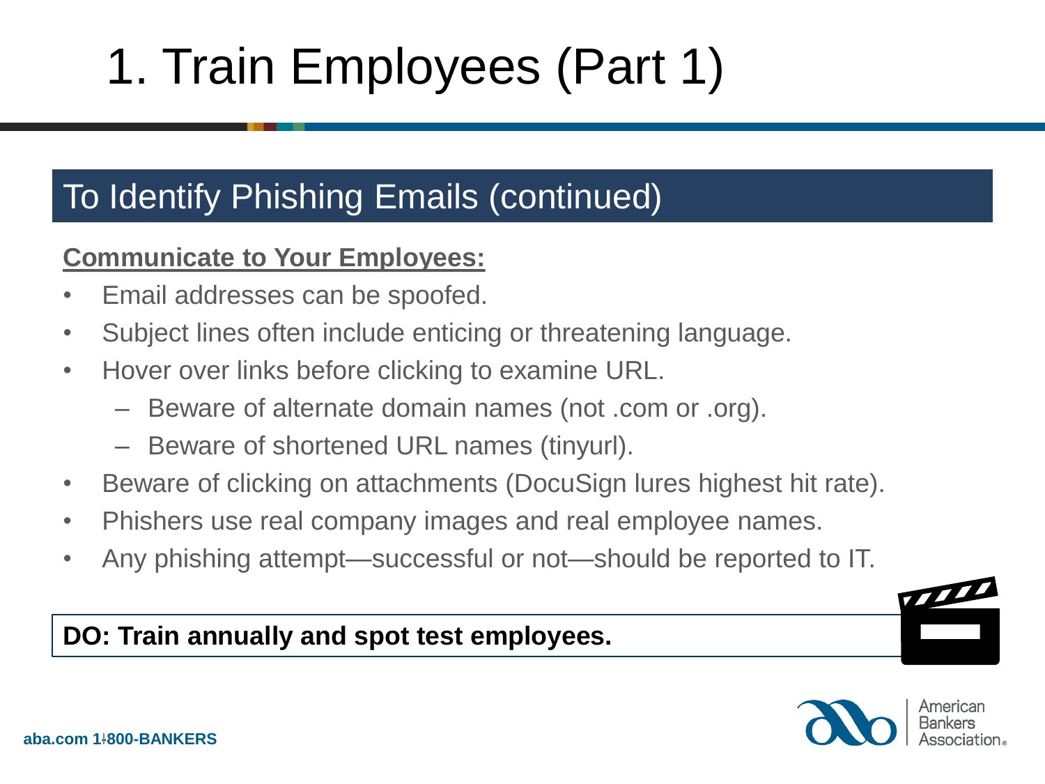# 1. Train Employees (Part 1)

## To Identify Phishing Emails (continued)

**Communicate to Your Employees:**

- Email addresses can be spoofed.
- Subject lines often include enticing or threatening language.
- Hover over links before clicking to examine URL.
  - Beware of alternate domain names (not .com or .org).
  - Beware of shortened URL names (tinyurl).
- Beware of clicking on attachments (DocuSign lures highest hit rate).
- Phishers use real company images and real employee names.
- Any phishing attempt—successful or not—should be reported to IT.

**DO: Train annually and spot test employees.**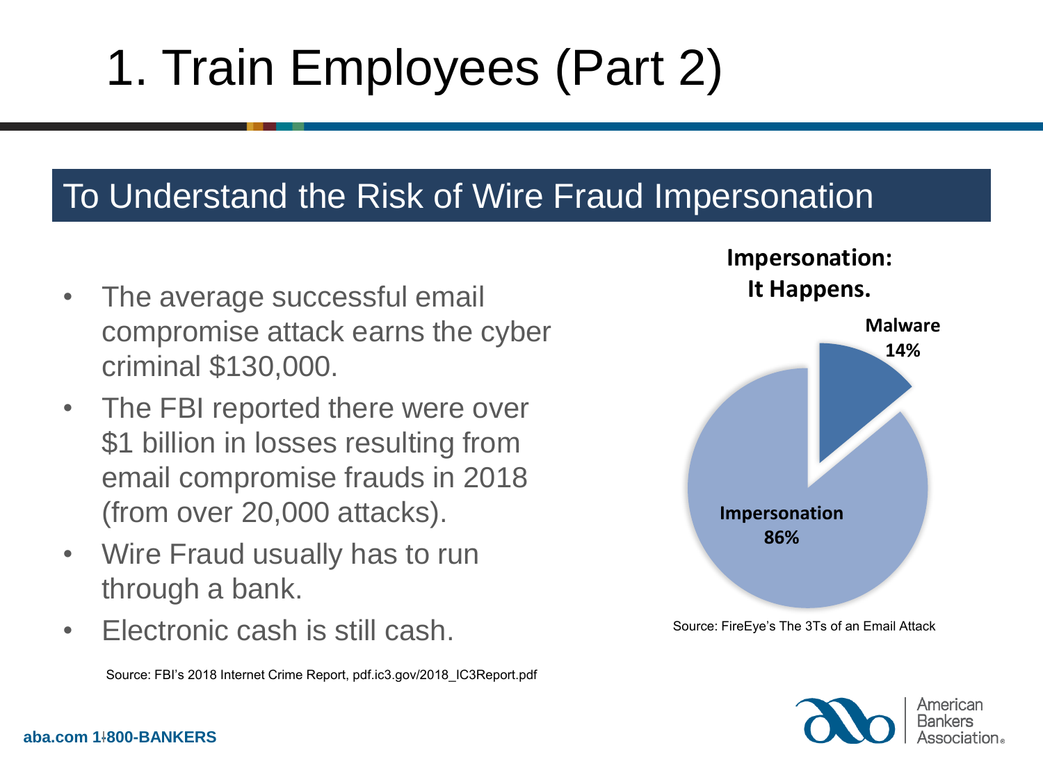# 1. Train Employees (Part 2)

## To Understand the Risk of Wire Fraud Impersonation

- The average successful email compromise attack earns the cyber criminal $130,000.
- The FBI reported there were over $1 billion in losses resulting from email compromise frauds in 2018 (from over 20,000 attacks).
- Wire Fraud usually has to run through a bank.
- Electronic cash is still cash.

Source: FBI's 2018 Internet Crime Report, pdf.ic3.gov/2018_IC3Report.pdf

**Impersonation: It Happens.**

| Category | Share |
| --- | --- |
| Malware | 14% |
| Impersonation | 86% |

Source: FireEye's The 3Ts of an Email Attack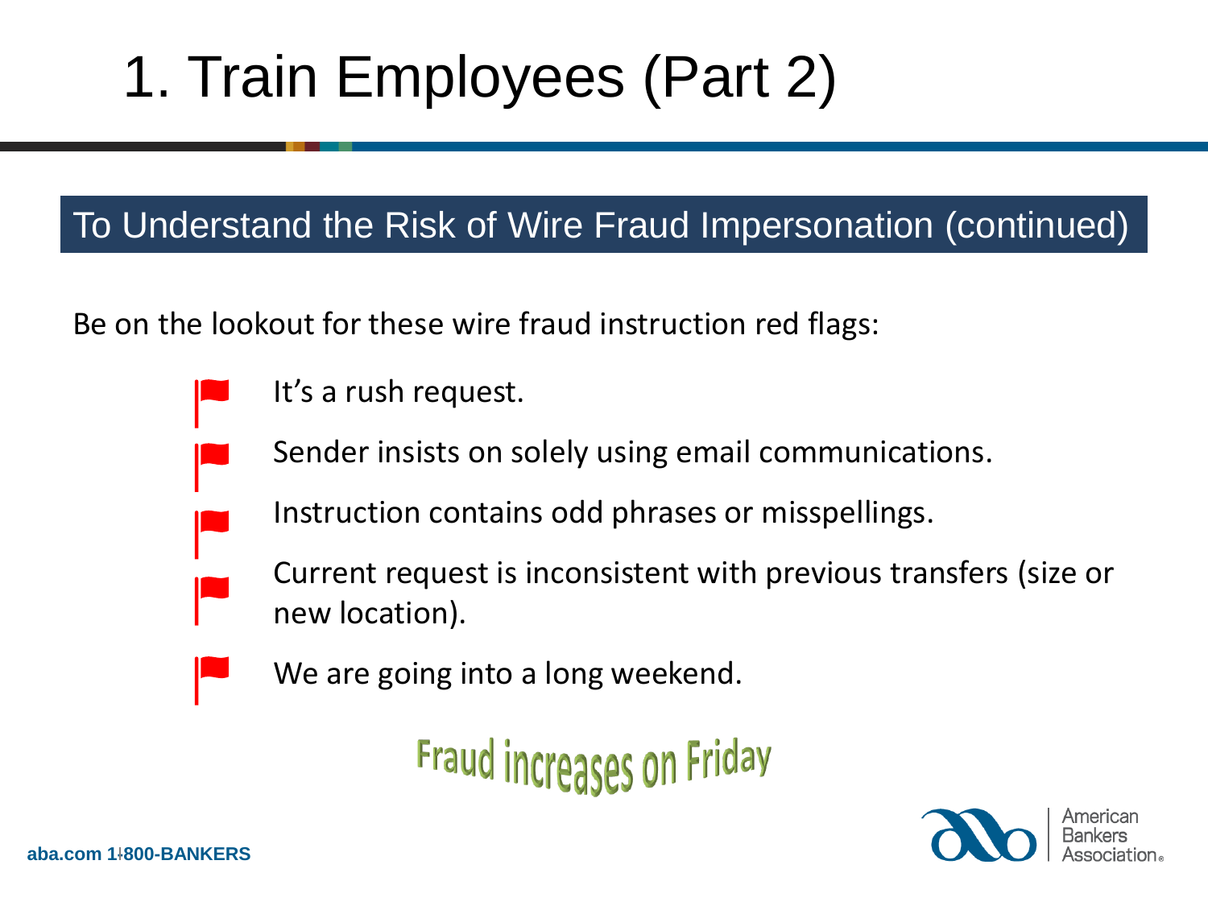# 1. Train Employees (Part 2)

## To Understand the Risk of Wire Fraud Impersonation (continued)

Be on the lookout for these wire fraud instruction red flags:

- It's a rush request.
- Sender insists on solely using email communications.
- Instruction contains odd phrases or misspellings.
- Current request is inconsistent with previous transfers (size or new location).
- We are going into a long weekend.

**Fraud increases on Friday**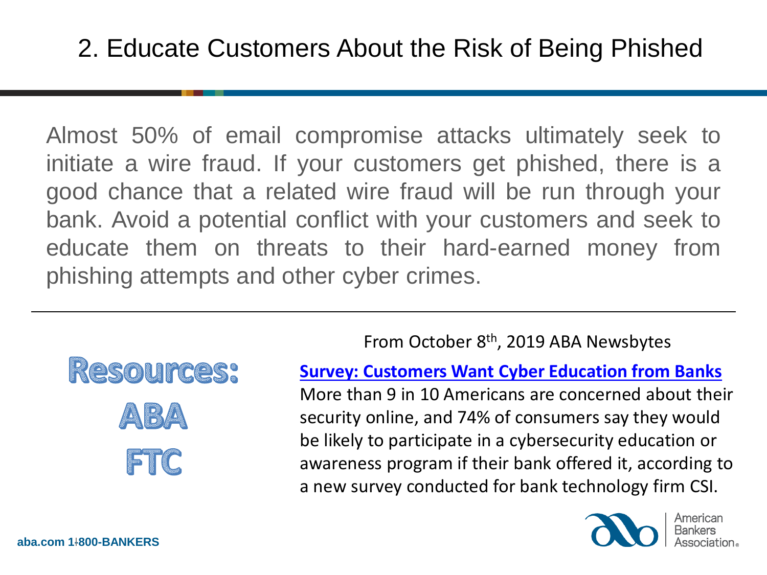# 2. Educate Customers About the Risk of Being Phished

Almost 50% of email compromise attacks ultimately seek to initiate a wire fraud. If your customers get phished, there is a good chance that a related wire fraud will be run through your bank. Avoid a potential conflict with your customers and seek to educate them on threats to their hard-earned money from phishing attempts and other cyber crimes.

---

**Resources:**

**ABA**

**FTC**

From October 8th, 2019 ABA Newsbytes

**Survey: Customers Want Cyber Education from Banks**

More than 9 in 10 Americans are concerned about their security online, and 74% of consumers say they would be likely to participate in a cybersecurity education or awareness program if their bank offered it, according to a new survey conducted for bank technology firm CSI.

aba.com 1-800-BANKERS

American Bankers Association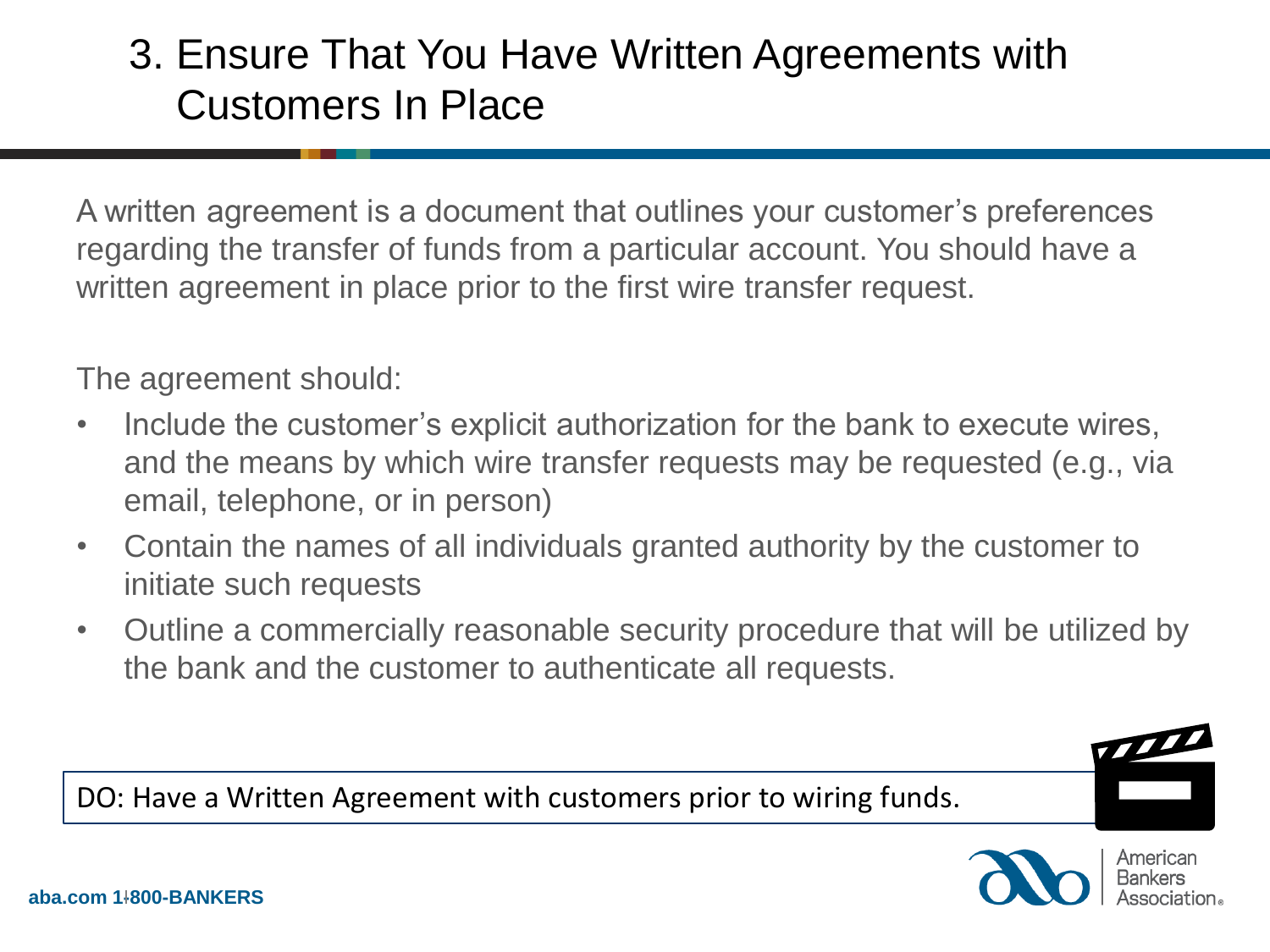# 3. Ensure That You Have Written Agreements with Customers In Place

A written agreement is a document that outlines your customer's preferences regarding the transfer of funds from a particular account. You should have a written agreement in place prior to the first wire transfer request.

The agreement should:

- Include the customer's explicit authorization for the bank to execute wires, and the means by which wire transfer requests may be requested (e.g., via email, telephone, or in person)
- Contain the names of all individuals granted authority by the customer to initiate such requests
- Outline a commercially reasonable security procedure that will be utilized by the bank and the customer to authenticate all requests.

DO: Have a Written Agreement with customers prior to wiring funds.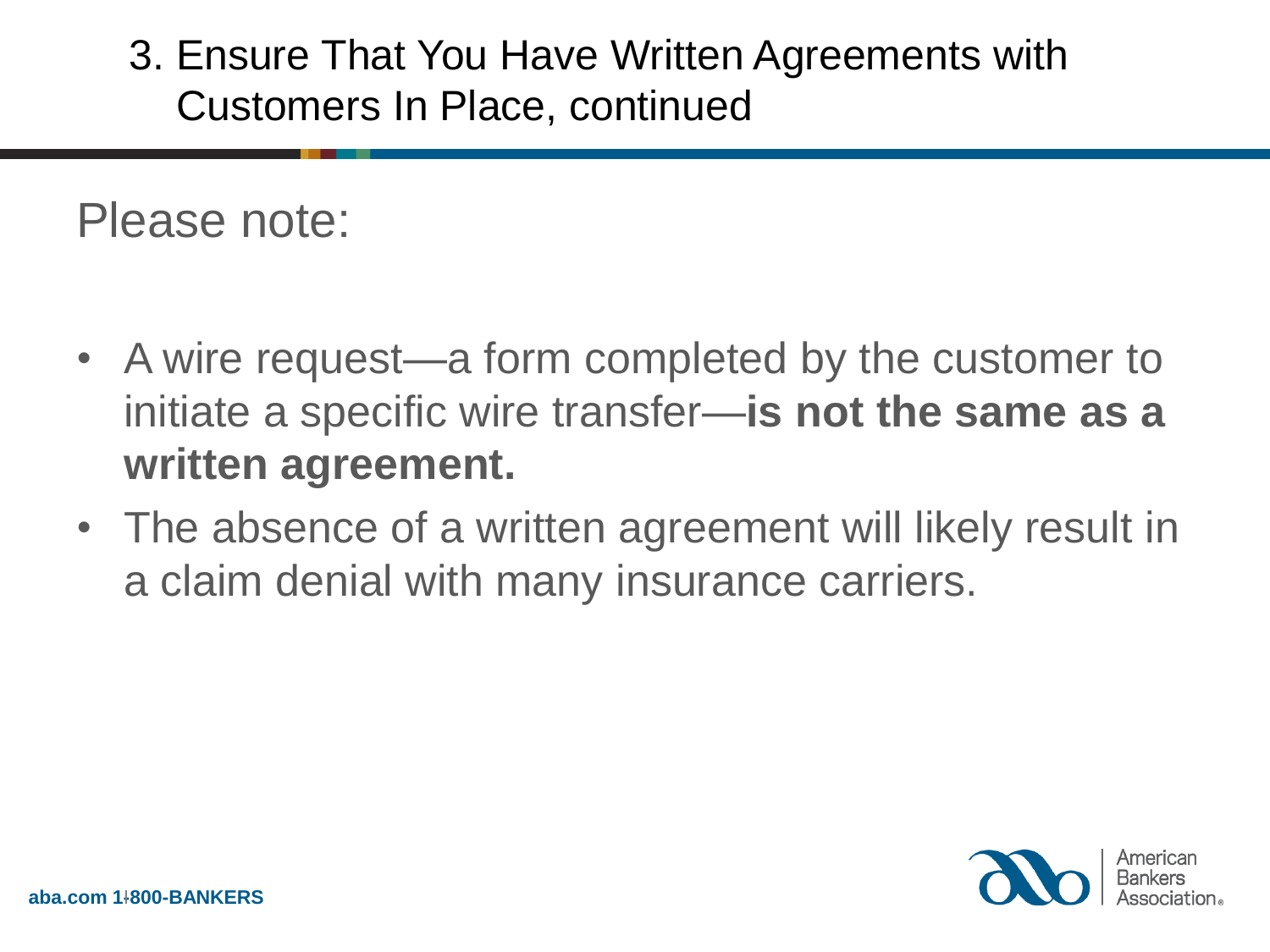# 3. Ensure That You Have Written Agreements with Customers In Place, continued

Please note:

- A wire request—a form completed by the customer to initiate a specific wire transfer—**is not the same as a written agreement.**
- The absence of a written agreement will likely result in a claim denial with many insurance carriers.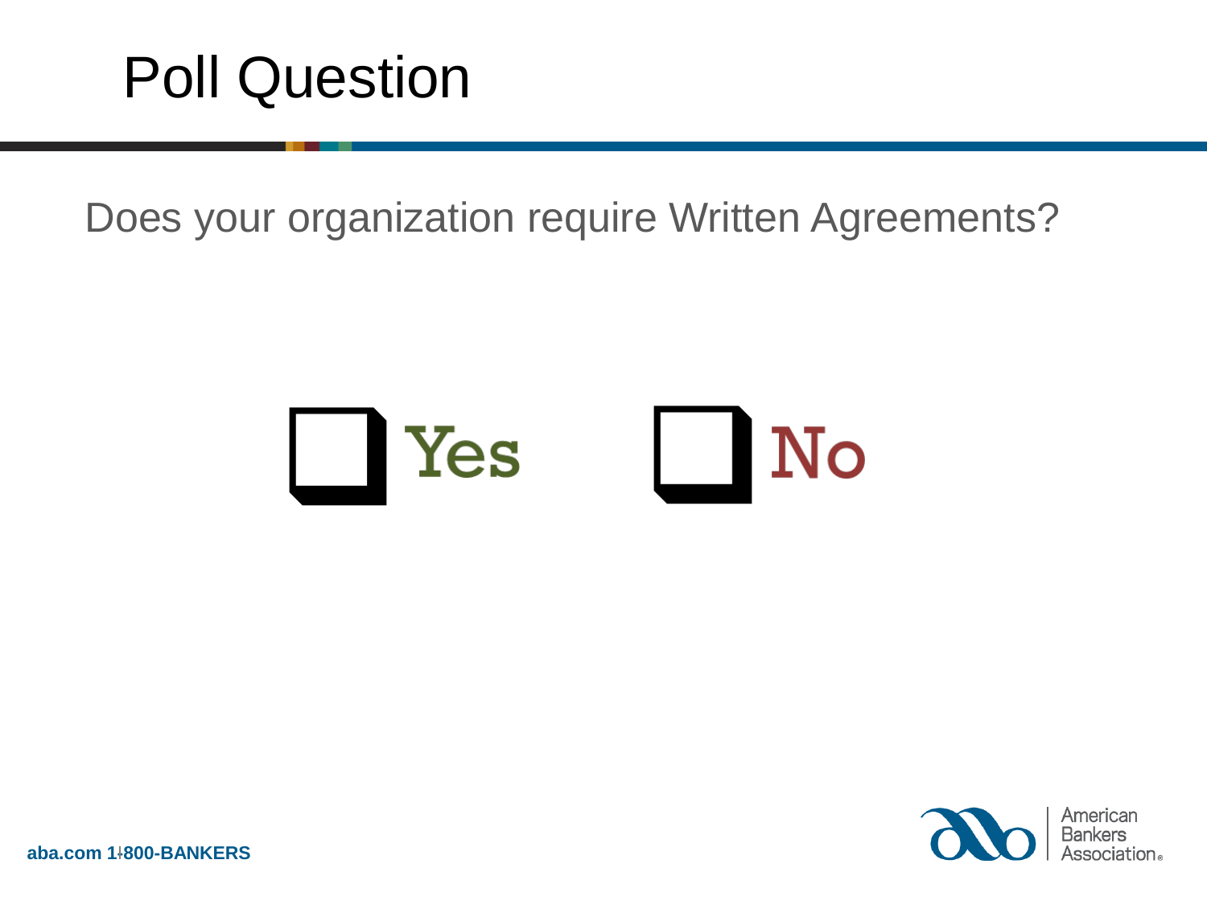# Poll Question

Does your organization require Written Agreements?

- [ ] Yes
- [ ] No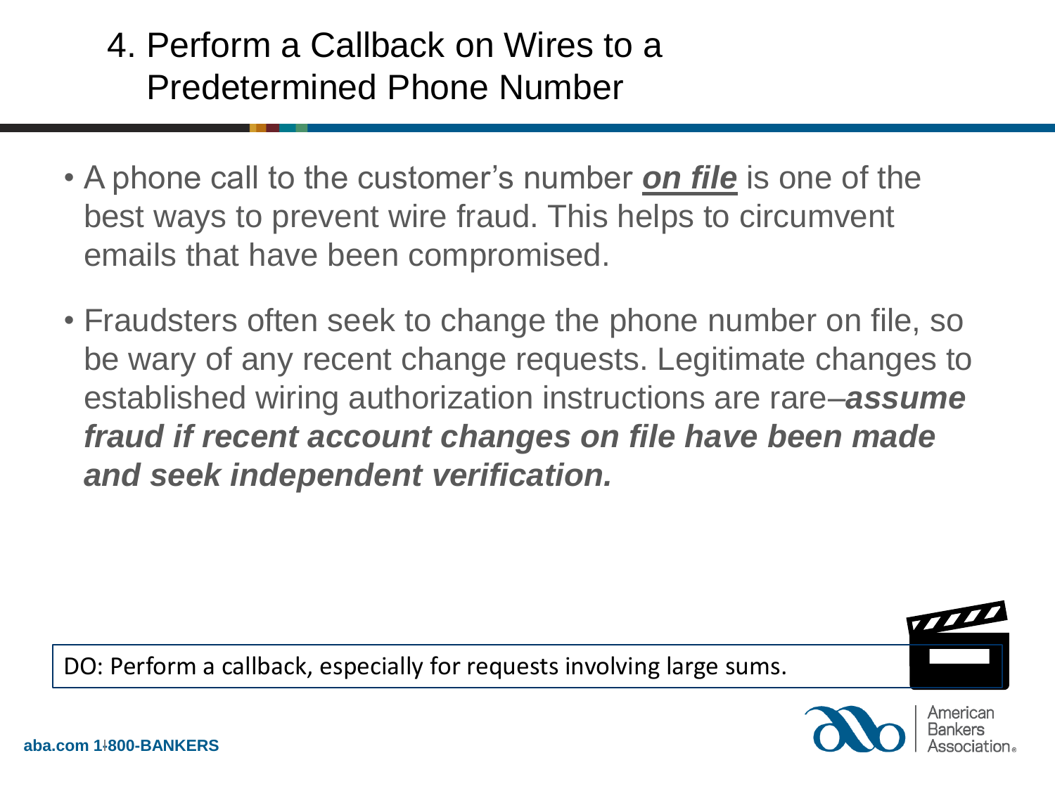# 4. Perform a Callback on Wires to a Predetermined Phone Number

- A phone call to the customer's number ***<u>on file</u>*** is one of the best ways to prevent wire fraud. This helps to circumvent emails that have been compromised.
- Fraudsters often seek to change the phone number on file, so be wary of any recent change requests. Legitimate changes to established wiring authorization instructions are rare–***assume fraud if recent account changes on file have been made and seek independent verification.***

DO: Perform a callback, especially for requests involving large sums.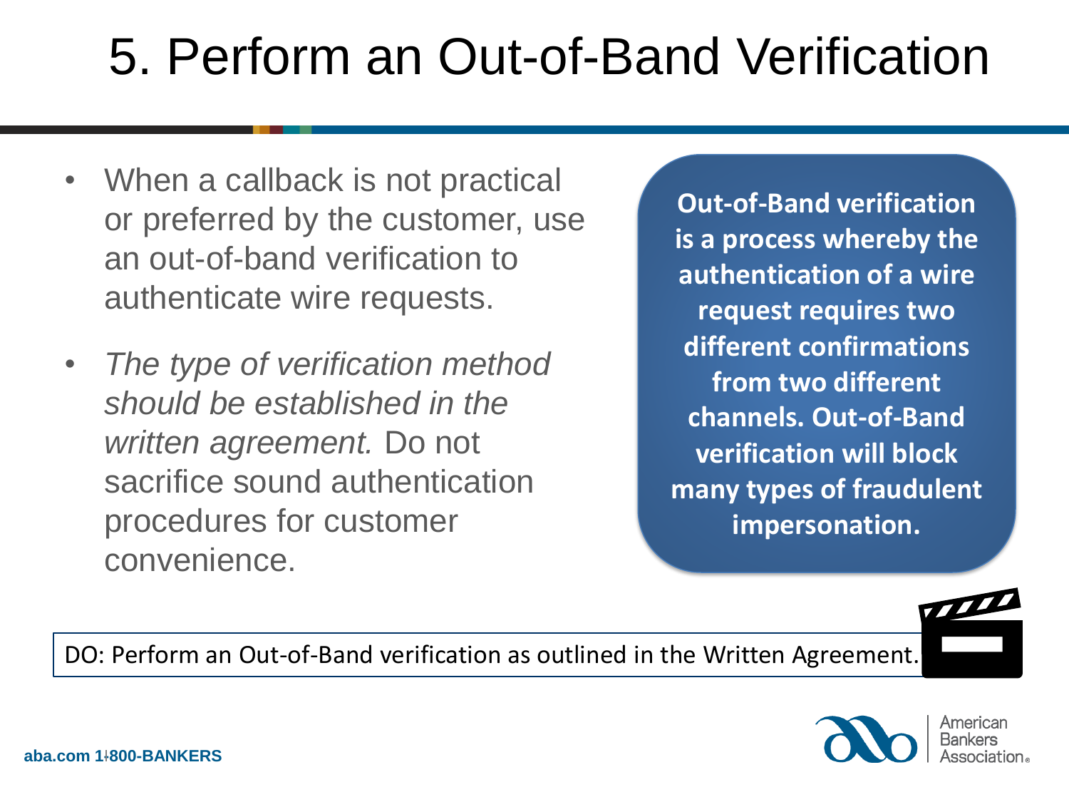# 5. Perform an Out-of-Band Verification

- When a callback is not practical or preferred by the customer, use an out-of-band verification to authenticate wire requests.
- *The type of verification method should be established in the written agreement.* Do not sacrifice sound authentication procedures for customer convenience.

**Out-of-Band verification is a process whereby the authentication of a wire request requires two different confirmations from two different channels. Out-of-Band verification will block many types of fraudulent impersonation.**

DO: Perform an Out-of-Band verification as outlined in the Written Agreement.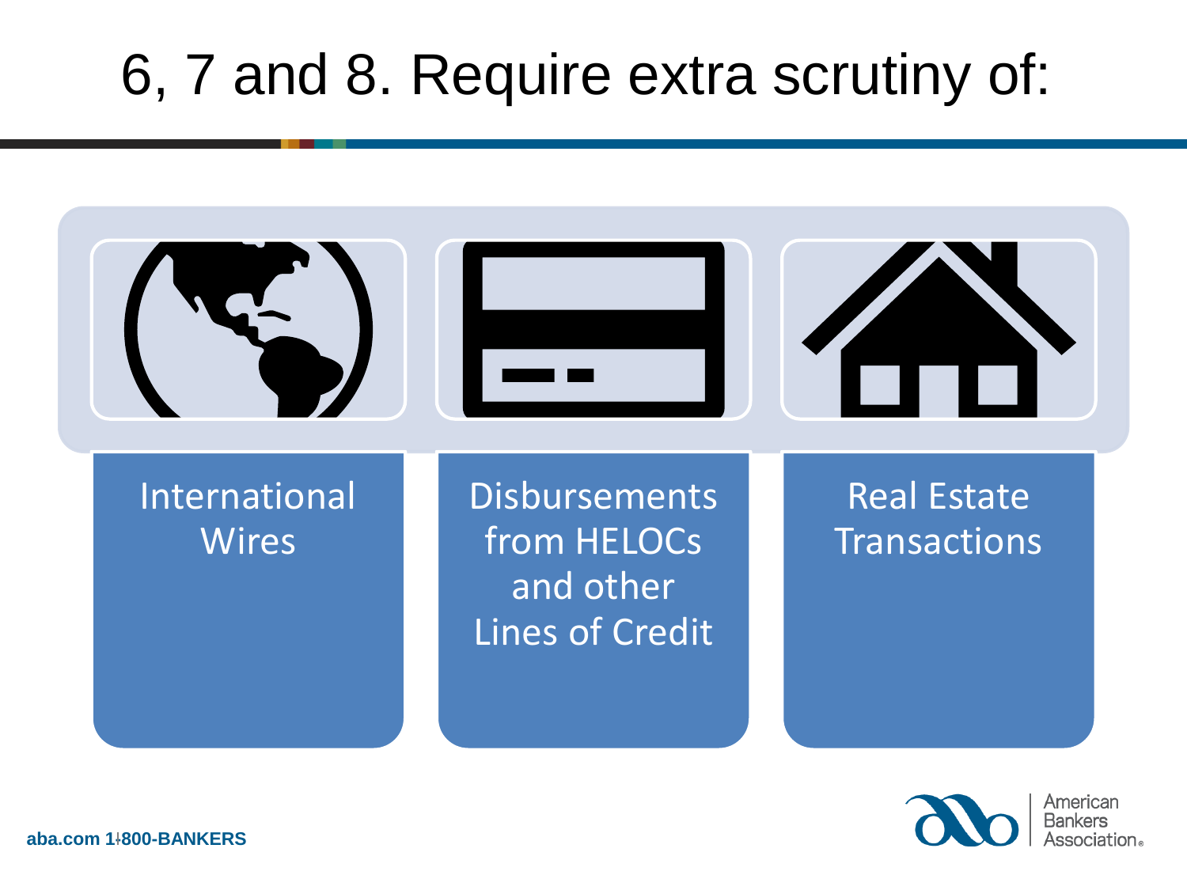# 6, 7 and 8. Require extra scrutiny of:

- International Wires
- Disbursements from HELOCs and other Lines of Credit
- Real Estate Transactions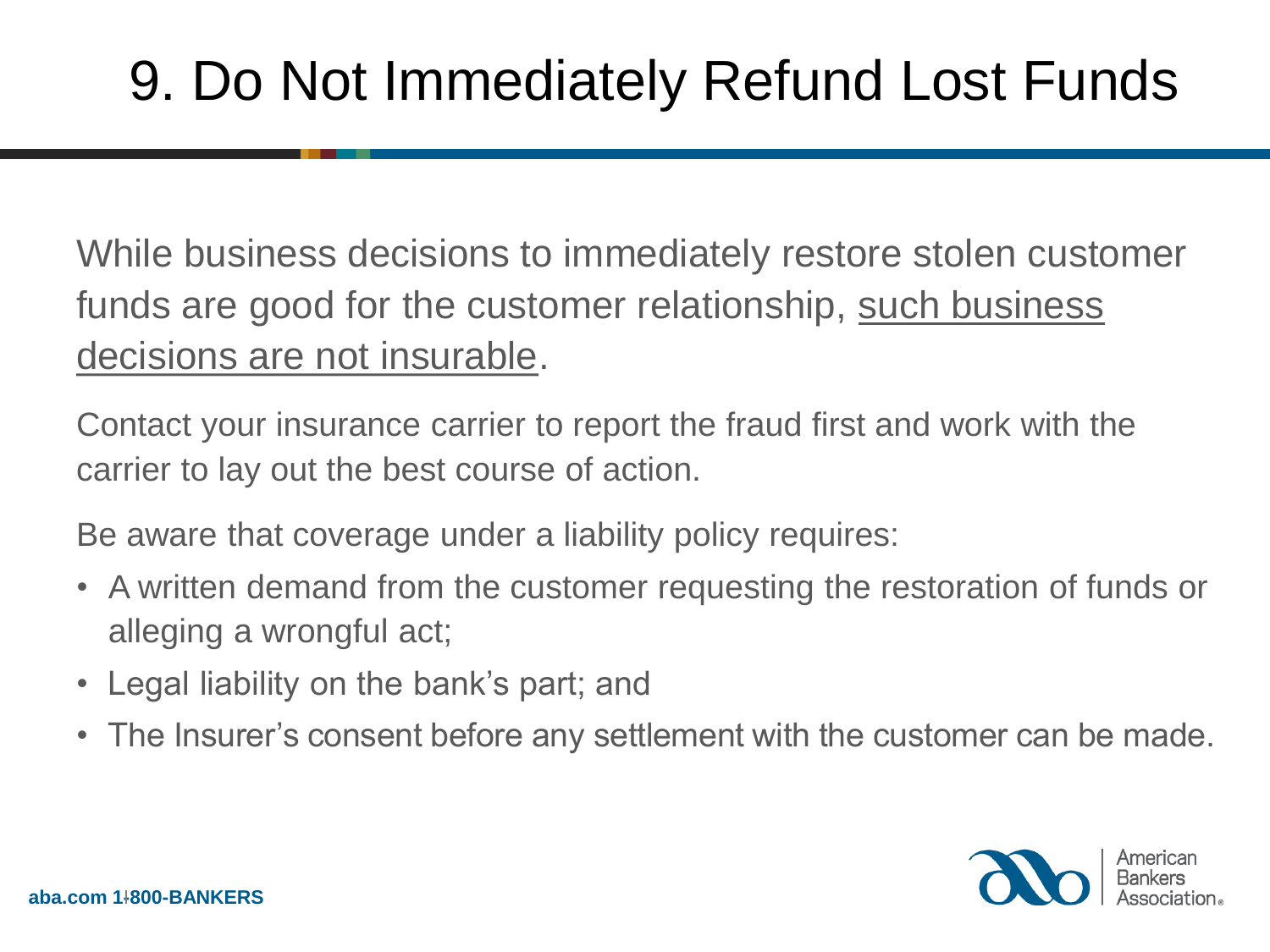# 9. Do Not Immediately Refund Lost Funds

While business decisions to immediately restore stolen customer funds are good for the customer relationship, such business decisions are not insurable.

Contact your insurance carrier to report the fraud first and work with the carrier to lay out the best course of action.

Be aware that coverage under a liability policy requires:

- A written demand from the customer requesting the restoration of funds or alleging a wrongful act;
- Legal liability on the bank's part; and
- The Insurer's consent before any settlement with the customer can be made.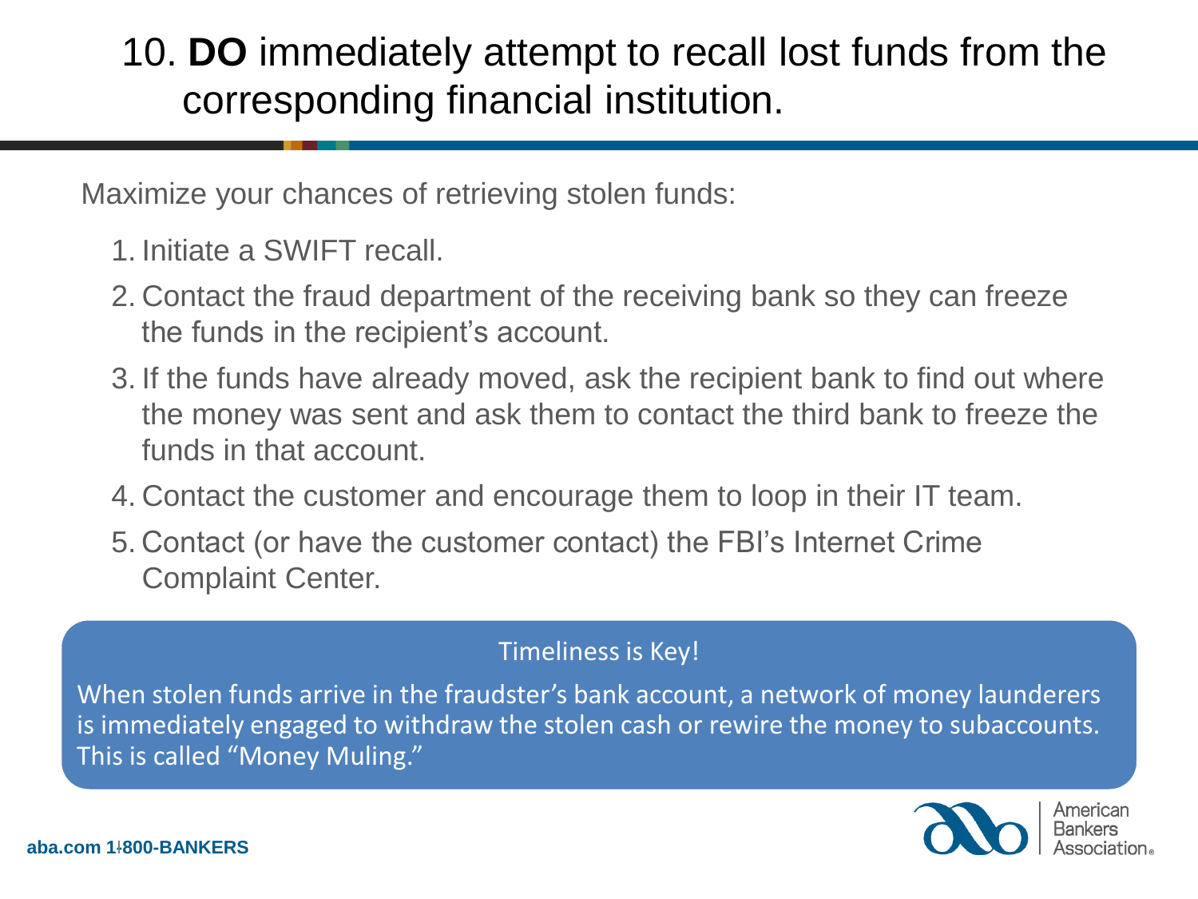# 10. **DO** immediately attempt to recall lost funds from the corresponding financial institution.

Maximize your chances of retrieving stolen funds:

1. Initiate a SWIFT recall.
2. Contact the fraud department of the receiving bank so they can freeze the funds in the recipient's account.
3. If the funds have already moved, ask the recipient bank to find out where the money was sent and ask them to contact the third bank to freeze the funds in that account.
4. Contact the customer and encourage them to loop in their IT team.
5. Contact (or have the customer contact) the FBI's Internet Crime Complaint Center.

**Timeliness is Key!**

When stolen funds arrive in the fraudster's bank account, a network of money launderers is immediately engaged to withdraw the stolen cash or rewire the money to subaccounts. This is called "Money Muling."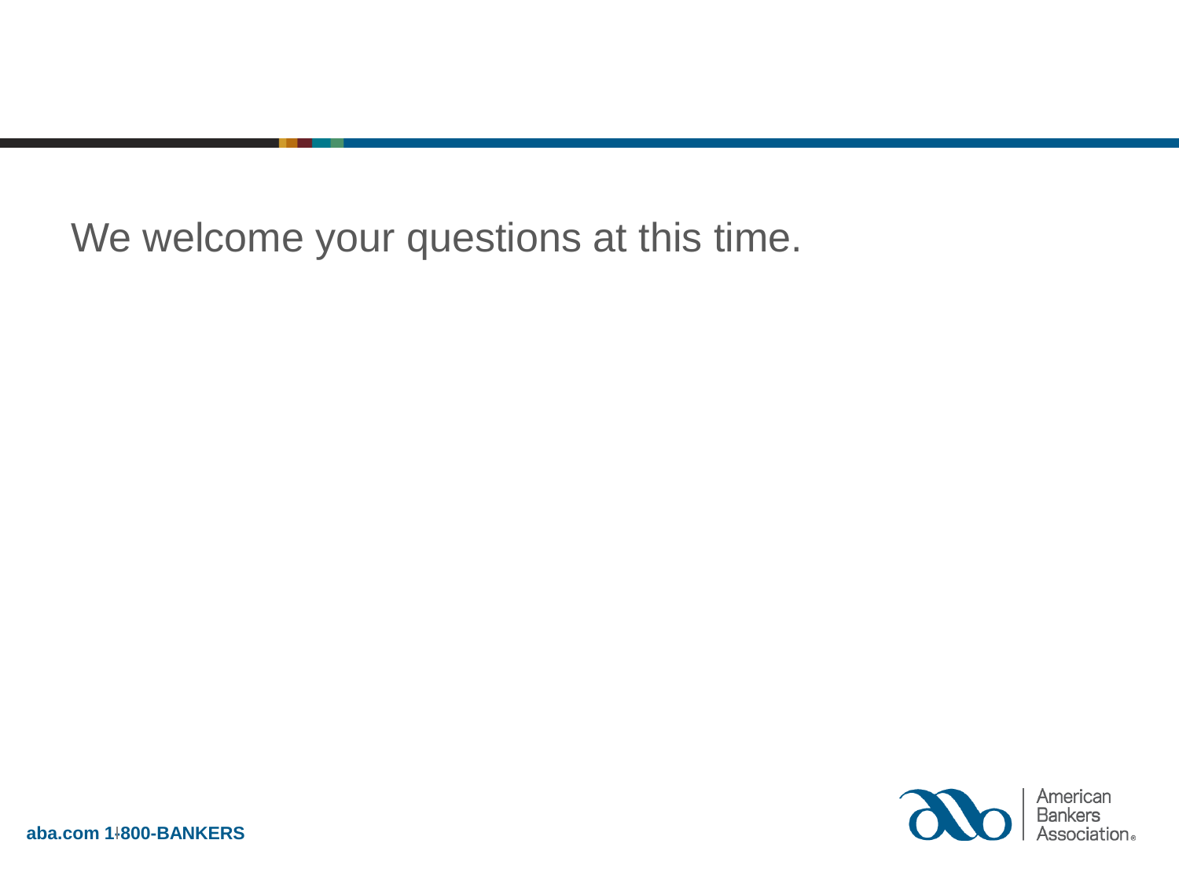We welcome your questions at this time.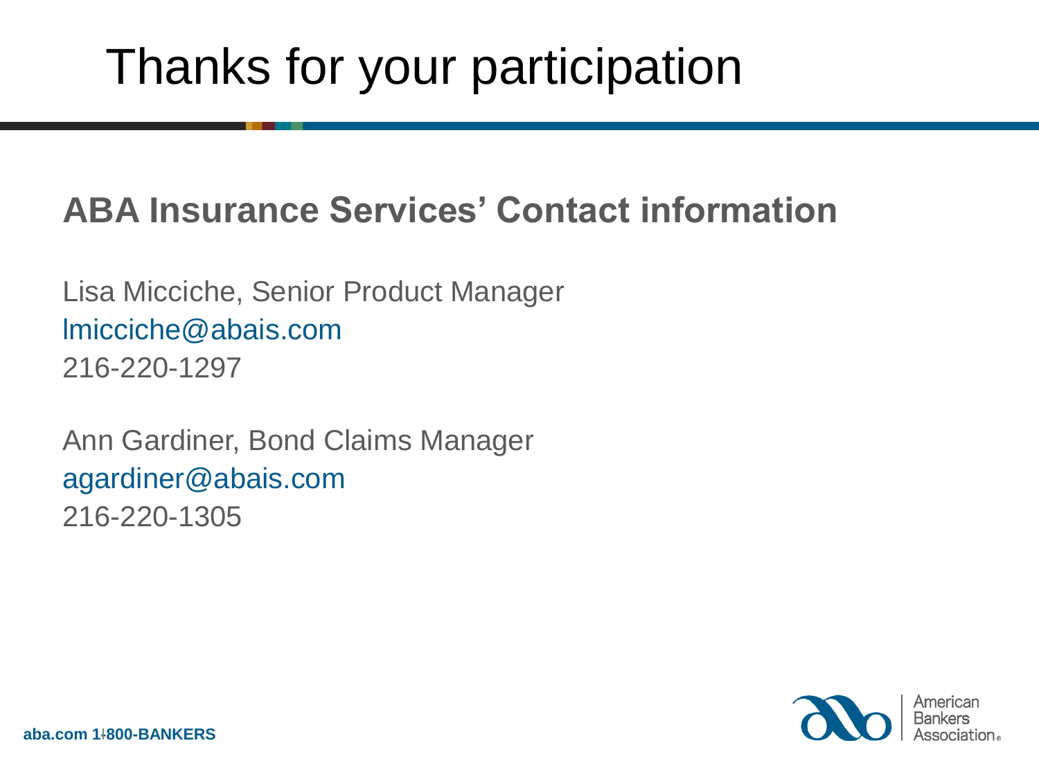# Thanks for your participation

## ABA Insurance Services' Contact information

Lisa Micciche, Senior Product Manager
lmicciche@abais.com
216-220-1297

Ann Gardiner, Bond Claims Manager
agardiner@abais.com
216-220-1305